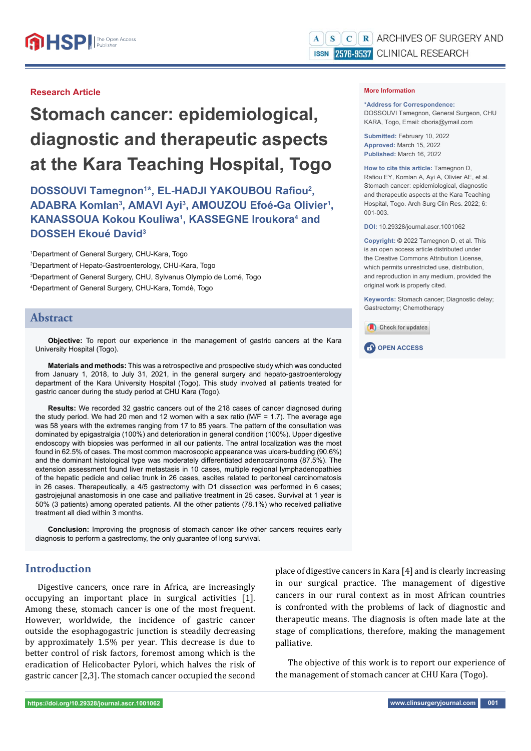Research Article

# Stomach cancer: epidemiological, diagnostic and therapeutic aspects at the Kara Teaching Hospital, Togo

**DOSSOUVI Tamegnon[1]\*, EL-HADJI YAKOUBOU Rafiou[2], ADABRA Komlan[3], AMAVI Ayi[3], AMOUZOU Efoé-Ga Olivier[1], KANASSOUA Kokou Kouliwa[1], KASSEGNE Iroukora[4] and DOSSEH Ekoué David[3]**

[1]Department of General Surgery, CHU-Kara, Togo
[2]Department of Hepato-Gastroenterology, CHU-Kara, Togo
[3]Department of General Surgery, CHU, Sylvanus Olympio de Lomé, Togo
[4]Department of General Surgery, CHU-Kara, Tomdè, Togo

**More Information**

**\*Address for Correspondence:** DOSSOUVI Tamegnon, General Surgeon, CHU KARA, Togo, Email: dboris@ymail.com

**Submitted:** February 10, 2022
**Approved:** March 15, 2022
**Published:** March 16, 2022

**How to cite this article:** Tamegnon D, Rafiou EY, Komlan A, Ayi A, Olivier AE, et al. Stomach cancer: epidemiological, diagnostic and therapeutic aspects at the Kara Teaching Hospital, Togo. Arch Surg Clin Res. 2022; 6: 001-003.

**DOI:** 10.29328/journal.ascr.1001062

**Copyright:** © 2022 Tamegnon D, et al. This is an open access article distributed under the Creative Commons Attribution License, which permits unrestricted use, distribution, and reproduction in any medium, provided the original work is properly cited.

**Keywords:** Stomach cancer; Diagnostic delay; Gastrectomy; Chemotherapy

## Abstract

**Objective:** To report our experience in the management of gastric cancers at the Kara University Hospital (Togo).

**Materials and methods:** This was a retrospective and prospective study which was conducted from January 1, 2018, to July 31, 2021, in the general surgery and hepato-gastroenterology department of the Kara University Hospital (Togo). This study involved all patients treated for gastric cancer during the study period at CHU Kara (Togo).

**Results:** We recorded 32 gastric cancers out of the 218 cases of cancer diagnosed during the study period. We had 20 men and 12 women with a sex ratio (M/F = 1.7). The average age was 58 years with the extremes ranging from 17 to 85 years. The pattern of the consultation was dominated by epigastralgia (100%) and deterioration in general condition (100%). Upper digestive endoscopy with biopsies was performed in all our patients. The antral localization was the most found in 62.5% of cases. The most common macroscopic appearance was ulcers-budding (90.6%) and the dominant histological type was moderately differentiated adenocarcinoma (87.5%). The extension assessment found liver metastasis in 10 cases, multiple regional lymphadenopathies of the hepatic pedicle and celiac trunk in 26 cases, ascites related to peritoneal carcinomatosis in 26 cases. Therapeutically, a 4/5 gastrectomy with D1 dissection was performed in 6 cases; gastrojejunal anastomosis in one case and palliative treatment in 25 cases. Survival at 1 year is 50% (3 patients) among operated patients. All the other patients (78.1%) who received palliative treatment all died within 3 months.

**Conclusion:** Improving the prognosis of stomach cancer like other cancers requires early diagnosis to perform a gastrectomy, the only guarantee of long survival.

## Introduction

Digestive cancers, once rare in Africa, are increasingly occupying an important place in surgical activities [1]. Among these, stomach cancer is one of the most frequent. However, worldwide, the incidence of gastric cancer outside the esophagogastric junction is steadily decreasing by approximately 1.5% per year. This decrease is due to better control of risk factors, foremost among which is the eradication of Helicobacter Pylori, which halves the risk of gastric cancer [2,3]. The stomach cancer occupied the second place of digestive cancers in Kara [4] and is clearly increasing in our surgical practice. The management of digestive cancers in our rural context as in most African countries is confronted with the problems of lack of diagnostic and therapeutic means. The diagnosis is often made late at the stage of complications, therefore, making the management palliative.

The objective of this work is to report our experience of the management of stomach cancer at CHU Kara (Togo).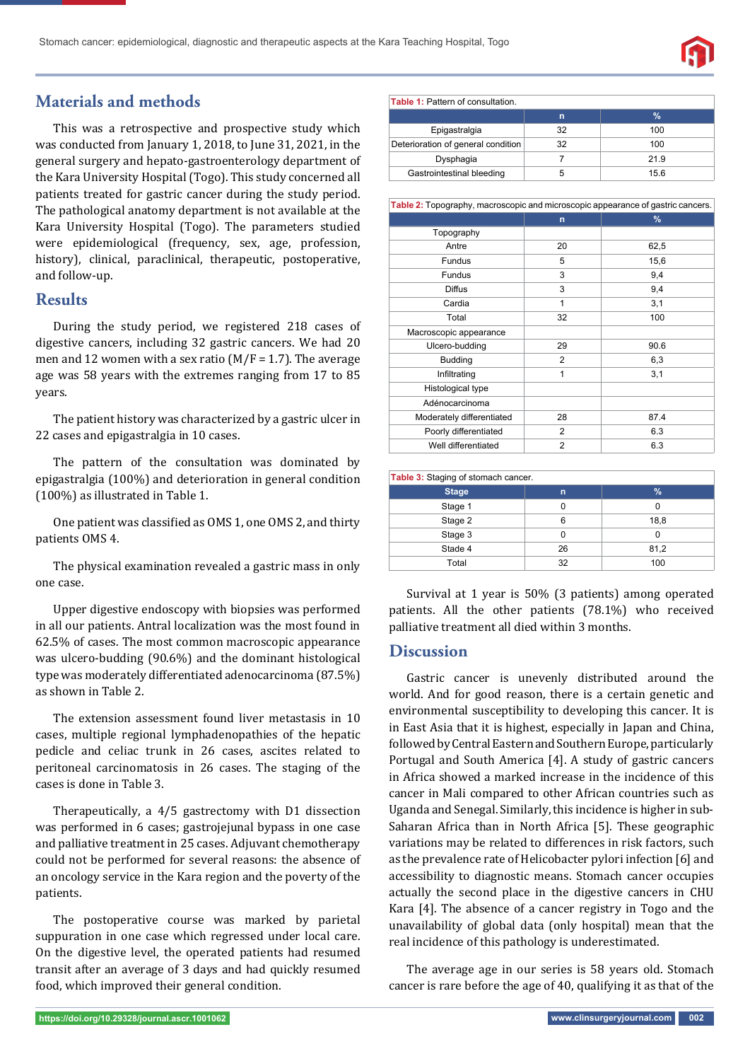## Materials and methods

This was a retrospective and prospective study which was conducted from January 1, 2018, to June 31, 2021, in the general surgery and hepato-gastroenterology department of the Kara University Hospital (Togo). This study concerned all patients treated for gastric cancer during the study period. The pathological anatomy department is not available at the Kara University Hospital (Togo). The parameters studied were epidemiological (frequency, sex, age, profession, history), clinical, paraclinical, therapeutic, postoperative, and follow-up.

## Results

During the study period, we registered 218 cases of digestive cancers, including 32 gastric cancers. We had 20 men and 12 women with a sex ratio (M/F = 1.7). The average age was 58 years with the extremes ranging from 17 to 85 years.

The patient history was characterized by a gastric ulcer in 22 cases and epigastralgia in 10 cases.

The pattern of the consultation was dominated by epigastralgia (100%) and deterioration in general condition (100%) as illustrated in Table 1.

One patient was classified as OMS 1, one OMS 2, and thirty patients OMS 4.

The physical examination revealed a gastric mass in only one case.

Upper digestive endoscopy with biopsies was performed in all our patients. Antral localization was the most found in 62.5% of cases. The most common macroscopic appearance was ulcero-budding (90.6%) and the dominant histological type was moderately differentiated adenocarcinoma (87.5%) as shown in Table 2.

The extension assessment found liver metastasis in 10 cases, multiple regional lymphadenopathies of the hepatic pedicle and celiac trunk in 26 cases, ascites related to peritoneal carcinomatosis in 26 cases. The staging of the cases is done in Table 3.

Therapeutically, a 4/5 gastrectomy with D1 dissection was performed in 6 cases; gastrojejunal bypass in one case and palliative treatment in 25 cases. Adjuvant chemotherapy could not be performed for several reasons: the absence of an oncology service in the Kara region and the poverty of the patients.

The postoperative course was marked by parietal suppuration in one case which regressed under local care. On the digestive level, the operated patients had resumed transit after an average of 3 days and had quickly resumed food, which improved their general condition.

**Table 1:** Pattern of consultation.

| | n | % |
|---|---|---|
| Epigastralgia | 32 | 100 |
| Deterioration of general condition | 32 | 100 |
| Dysphagia | 7 | 21.9 |
| Gastrointestinal bleeding | 5 | 15.6 |

**Table 2:** Topography, macroscopic and microscopic appearance of gastric cancers.

| | n | % |
|---|---|---|
| Topography | | |
| Antre | 20 | 62,5 |
| Fundus | 5 | 15,6 |
| Fundus | 3 | 9,4 |
| Diffus | 3 | 9,4 |
| Cardia | 1 | 3,1 |
| Total | 32 | 100 |
| Macroscopic appearance | | |
| Ulcero-budding | 29 | 90.6 |
| Budding | 2 | 6,3 |
| Infiltrating | 1 | 3,1 |
| Histological type | | |
| Adénocarcinoma | | |
| Moderately differentiated | 28 | 87.4 |
| Poorly differentiated | 2 | 6.3 |
| Well differentiated | 2 | 6.3 |

**Table 3:** Staging of stomach cancer.

| Stage | n | % |
|---|---|---|
| Stage 1 | 0 | 0 |
| Stage 2 | 6 | 18,8 |
| Stage 3 | 0 | 0 |
| Stade 4 | 26 | 81,2 |
| Total | 32 | 100 |

Survival at 1 year is 50% (3 patients) among operated patients. All the other patients (78.1%) who received palliative treatment all died within 3 months.

## Discussion

Gastric cancer is unevenly distributed around the world. And for good reason, there is a certain genetic and environmental susceptibility to developing this cancer. It is in East Asia that it is highest, especially in Japan and China, followed by Central Eastern and Southern Europe, particularly Portugal and South America [4]. A study of gastric cancers in Africa showed a marked increase in the incidence of this cancer in Mali compared to other African countries such as Uganda and Senegal. Similarly, this incidence is higher in sub-Saharan Africa than in North Africa [5]. These geographic variations may be related to differences in risk factors, such as the prevalence rate of Helicobacter pylori infection [6] and accessibility to diagnostic means. Stomach cancer occupies actually the second place in the digestive cancers in CHU Kara [4]. The absence of a cancer registry in Togo and the unavailability of global data (only hospital) mean that the real incidence of this pathology is underestimated.

The average age in our series is 58 years old. Stomach cancer is rare before the age of 40, qualifying it as that of the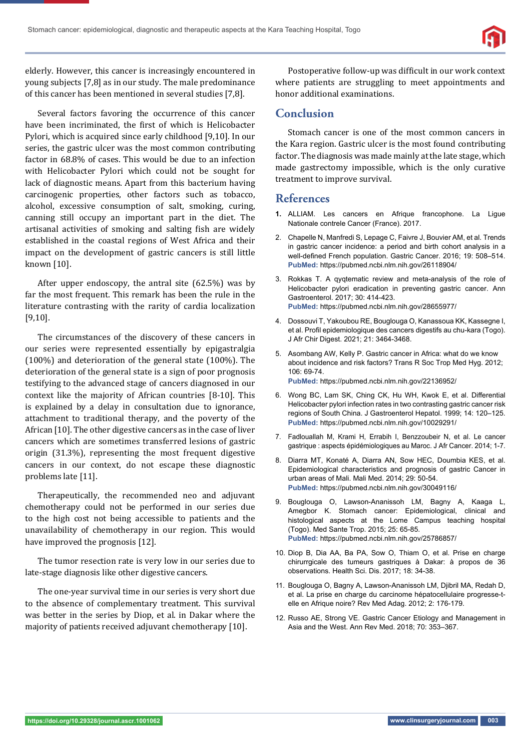elderly. However, this cancer is increasingly encountered in young subjects [7,8] as in our study. The male predominance of this cancer has been mentioned in several studies [7,8].

Several factors favoring the occurrence of this cancer have been incriminated, the first of which is Helicobacter Pylori, which is acquired since early childhood [9,10]. In our series, the gastric ulcer was the most common contributing factor in 68.8% of cases. This would be due to an infection with Helicobacter Pylori which could not be sought for lack of diagnostic means. Apart from this bacterium having carcinogenic properties, other factors such as tobacco, alcohol, excessive consumption of salt, smoking, curing, canning still occupy an important part in the diet. The artisanal activities of smoking and salting fish are widely established in the coastal regions of West Africa and their impact on the development of gastric cancers is still little known [10].

After upper endoscopy, the antral site (62.5%) was by far the most frequent. This remark has been the rule in the literature contrasting with the rarity of cardia localization [9,10].

The circumstances of the discovery of these cancers in our series were represented essentially by epigastralgia (100%) and deterioration of the general state (100%). The deterioration of the general state is a sign of poor prognosis testifying to the advanced stage of cancers diagnosed in our context like the majority of African countries [8-10]. This is explained by a delay in consultation due to ignorance, attachment to traditional therapy, and the poverty of the African [10]. The other digestive cancers as in the case of liver cancers which are sometimes transferred lesions of gastric origin (31.3%), representing the most frequent digestive cancers in our context, do not escape these diagnostic problems late [11].

Therapeutically, the recommended neo and adjuvant chemotherapy could not be performed in our series due to the high cost not being accessible to patients and the unavailability of chemotherapy in our region. This would have improved the prognosis [12].

The tumor resection rate is very low in our series due to late-stage diagnosis like other digestive cancers.

The one-year survival time in our series is very short due to the absence of complementary treatment. This survival was better in the series by Diop, et al. in Dakar where the majority of patients received adjuvant chemotherapy [10].

Postoperative follow-up was difficult in our work context where patients are struggling to meet appointments and honor additional examinations.

## Conclusion

Stomach cancer is one of the most common cancers in the Kara region. Gastric ulcer is the most found contributing factor. The diagnosis was made mainly at the late stage, which made gastrectomy impossible, which is the only curative treatment to improve survival.

## References

1. ALLIAM. Les cancers en Afrique francophone. La Ligue Nationale contrele Cancer (France). 2017.
2. Chapelle N, Manfredi S, Lepage C, Faivre J, Bouvier AM, et al. Trends in gastric cancer incidence: a period and birth cohort analysis in a well-defined French population. Gastric Cancer. 2016; 19: 508–514. **PubMed:** https://pubmed.ncbi.nlm.nih.gov/26118904/
3. Rokkas T. A qyqtematic review and meta-analysis of the role of Helicobacter pylori eradication in preventing gastric cancer. Ann Gastroenterol. 2017; 30: 414-423. **PubMed:** https://pubmed.ncbi.nlm.nih.gov/28655977/
4. Dossouvi T, Yakoubou RE, Bouglouga O, Kanassoua KK, Kassegne I, et al. Profil epidemiologique des cancers digestifs au chu-kara (Togo). J Afr Chir Digest. 2021; 21: 3464-3468.
5. Asombang AW, Kelly P. Gastric cancer in Africa: what do we know about incidence and risk factors? Trans R Soc Trop Med Hyg. 2012; 106: 69-74. **PubMed:** https://pubmed.ncbi.nlm.nih.gov/22136952/
6. Wong BC, Lam SK, Ching CK, Hu WH, Kwok E, et al. Differential Helicobacter pylori infection rates in two contrasting gastric cancer risk regions of South China. J Gastroenterol Hepatol. 1999; 14: 120–125. **PubMed:** https://pubmed.ncbi.nlm.nih.gov/10029291/
7. Fadlouallah M, Krami H, Errabih I, Benzzoubeir N, et al. Le cancer gastrique : aspects épidémiologiques au Maroc. J Afr Cancer. 2014; 1-7.
8. Diarra MT, Konaté A, Diarra AN, Sow HEC, Doumbia KES, et al. Epidemiological characteristics and prognosis of gastric Cancer in urban areas of Mali. Mali Med. 2014; 29: 50-54. **PubMed:** https://pubmed.ncbi.nlm.nih.gov/30049116/
9. Bouglouga O, Lawson-Ananissoh LM, Bagny A, Kaaga L, Amegbor K. Stomach cancer: Epidemiological, clinical and histological aspects at the Lome Campus teaching hospital (Togo). Med Sante Trop. 2015; 25: 65-85. **PubMed:** https://pubmed.ncbi.nlm.nih.gov/25786857/
10. Diop B, Dia AA, Ba PA, Sow O, Thiam O, et al. Prise en charge chirurgicale des tumeurs gastriques à Dakar: à propos de 36 observations. Health Sci. Dis. 2017; 18: 34-38.
11. Bouglouga O, Bagny A, Lawson-Ananissoh LM, Djibril MA, Redah D, et al. La prise en charge du carcinome hépatocellulaire progresse-t-elle en Afrique noire? Rev Med Adag. 2012; 2: 176-179.
12. Russo AE, Strong VE. Gastric Cancer Etiology and Management in Asia and the West. Ann Rev Med. 2018; 70: 353–367.